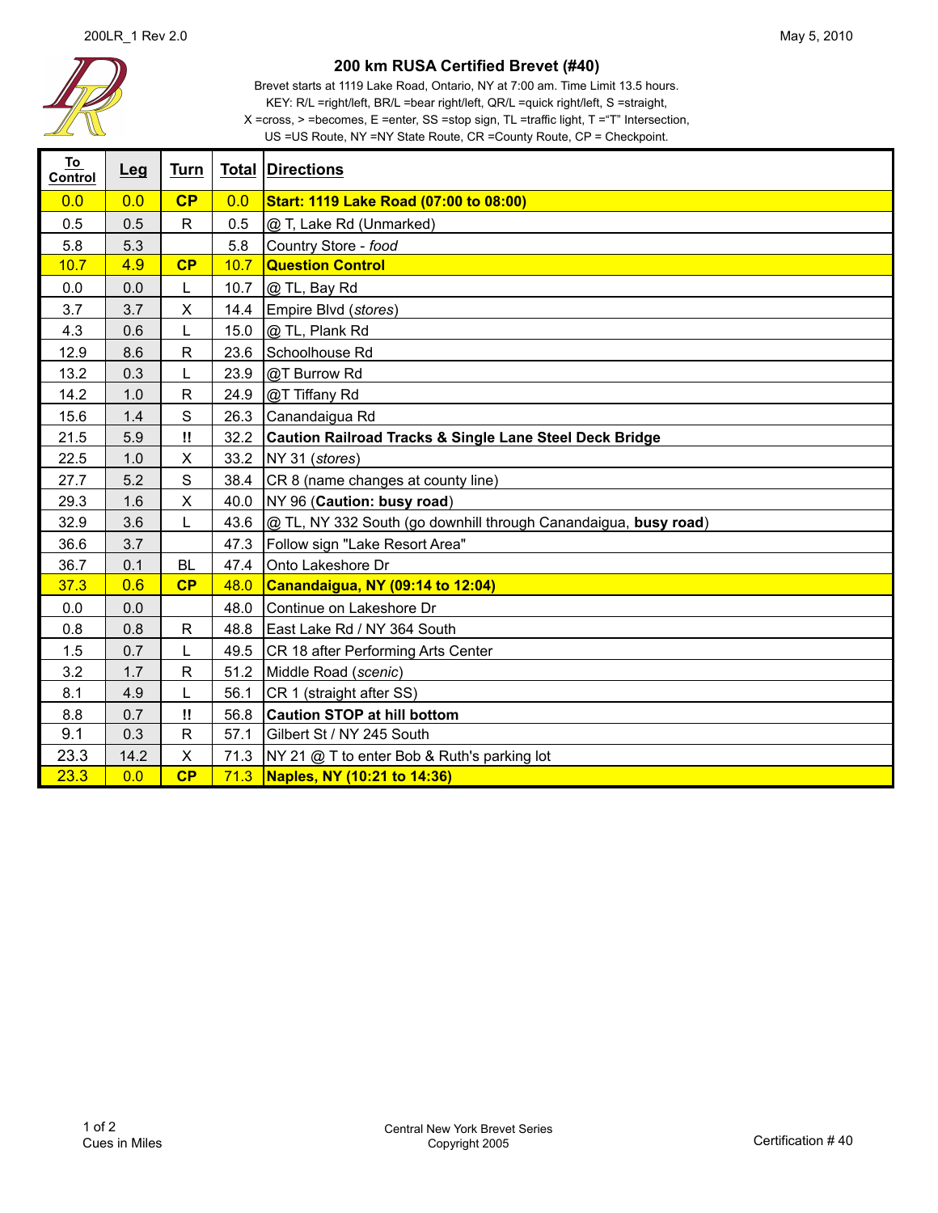# 200 km RUSA Certified Brevet (#40)

Brevet starts at 1119 Lake Road, Ontario, NY at 7:00 am. Time Limit 13.5 hours.
KEY: R/L =right/left, BR/L =bear right/left, QR/L =quick right/left, S =straight,
X =cross, > =becomes, E =enter, SS =stop sign, TL =traffic light, T ="T" Intersection,
US =US Route, NY =NY State Route, CR =County Route, CP = Checkpoint.

| To Control | Leg | Turn | Total | Directions |
|---|---|---|---|---|
| 0.0 | 0.0 | **CP** | 0.0 | **Start: 1119 Lake Road (07:00 to 08:00)** |
| 0.5 | 0.5 | R | 0.5 | @ T, Lake Rd (Unmarked) |
| 5.8 | 5.3 | | 5.8 | Country Store - *food* |
| 10.7 | 4.9 | **CP** | 10.7 | **Question Control** |
| 0.0 | 0.0 | L | 10.7 | @ TL, Bay Rd |
| 3.7 | 3.7 | X | 14.4 | Empire Blvd (*stores*) |
| 4.3 | 0.6 | L | 15.0 | @ TL, Plank Rd |
| 12.9 | 8.6 | R | 23.6 | Schoolhouse Rd |
| 13.2 | 0.3 | L | 23.9 | @T Burrow Rd |
| 14.2 | 1.0 | R | 24.9 | @T Tiffany Rd |
| 15.6 | 1.4 | S | 26.3 | Canandaigua Rd |
| 21.5 | 5.9 | **!!** | 32.2 | **Caution Railroad Tracks & Single Lane Steel Deck Bridge** |
| 22.5 | 1.0 | X | 33.2 | NY 31 (*stores*) |
| 27.7 | 5.2 | S | 38.4 | CR 8 (name changes at county line) |
| 29.3 | 1.6 | X | 40.0 | NY 96 (**Caution: busy road**) |
| 32.9 | 3.6 | L | 43.6 | @ TL, NY 332 South (go downhill through Canandaigua, **busy road**) |
| 36.6 | 3.7 | | 47.3 | Follow sign "Lake Resort Area" |
| 36.7 | 0.1 | BL | 47.4 | Onto Lakeshore Dr |
| 37.3 | 0.6 | **CP** | 48.0 | **Canandaigua, NY (09:14 to 12:04)** |
| 0.0 | 0.0 | | 48.0 | Continue on Lakeshore Dr |
| 0.8 | 0.8 | R | 48.8 | East Lake Rd / NY 364 South |
| 1.5 | 0.7 | L | 49.5 | CR 18 after Performing Arts Center |
| 3.2 | 1.7 | R | 51.2 | Middle Road (*scenic*) |
| 8.1 | 4.9 | L | 56.1 | CR 1 (straight after SS) |
| 8.8 | 0.7 | **!!** | 56.8 | **Caution STOP at hill bottom** |
| 9.1 | 0.3 | R | 57.1 | Gilbert St / NY 245 South |
| 23.3 | 14.2 | X | 71.3 | NY 21 @ T to enter Bob & Ruth's parking lot |
| 23.3 | 0.0 | **CP** | 71.3 | **Naples, NY (10:21 to 14:36)** |

Cues in Miles

Central New York Brevet Series
Copyright 2005

Certification # 40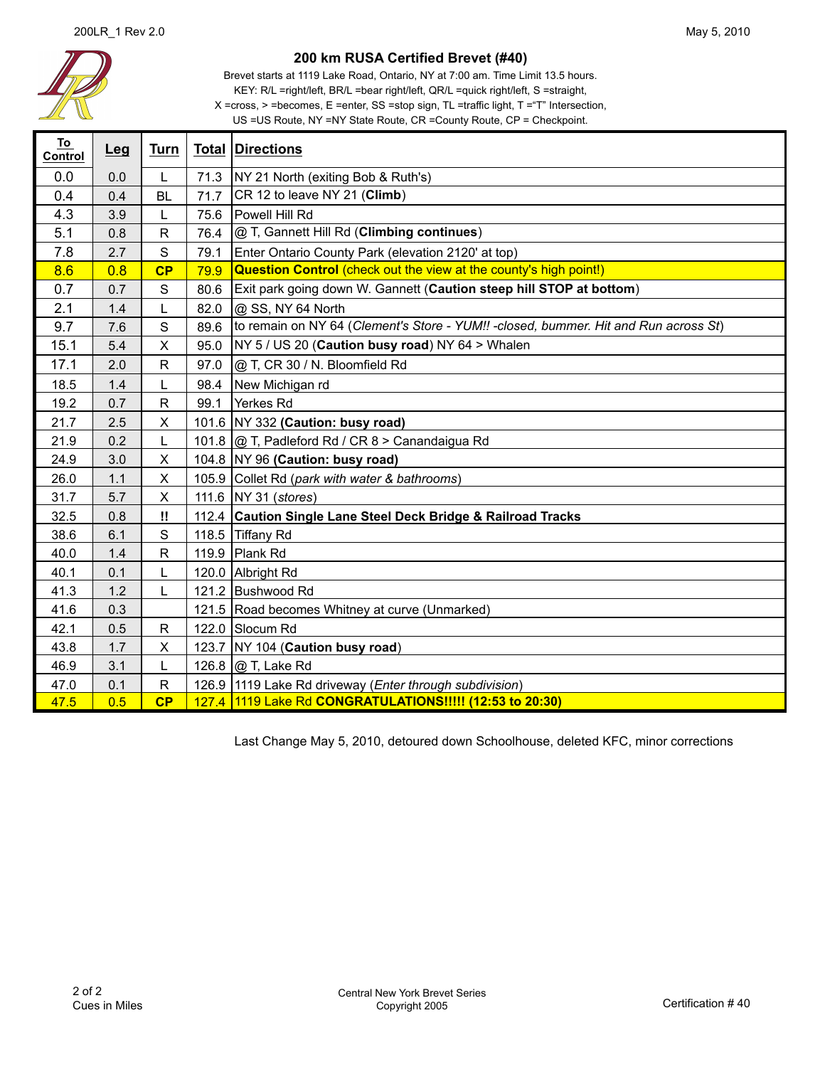200LR_1 Rev 2.0

May 5, 2010

## 200 km RUSA Certified Brevet (#40)

Brevet starts at 1119 Lake Road, Ontario, NY at 7:00 am. Time Limit 13.5 hours.
KEY: R/L =right/left, BR/L =bear right/left, QR/L =quick right/left, S =straight,
X =cross, > =becomes, E =enter, SS =stop sign, TL =traffic light, T ="T" Intersection,
US =US Route, NY =NY State Route, CR =County Route, CP = Checkpoint.

| To Control | Leg | Turn | Total | Directions |
|---|---|---|---|---|
| 0.0 | 0.0 | L | 71.3 | NY 21 North (exiting Bob & Ruth's) |
| 0.4 | 0.4 | BL | 71.7 | CR 12 to leave NY 21 (**Climb**) |
| 4.3 | 3.9 | L | 75.6 | Powell Hill Rd |
| 5.1 | 0.8 | R | 76.4 | @ T, Gannett Hill Rd (**Climbing continues**) |
| 7.8 | 2.7 | S | 79.1 | Enter Ontario County Park (elevation 2120' at top) |
| 8.6 | 0.8 | **CP** | 79.9 | **Question Control** (check out the view at the county's high point!) |
| 0.7 | 0.7 | S | 80.6 | Exit park going down W. Gannett (**Caution steep hill STOP at bottom**) |
| 2.1 | 1.4 | L | 82.0 | @ SS, NY 64 North |
| 9.7 | 7.6 | S | 89.6 | to remain on NY 64 (*Clement's Store - YUM!! -closed, bummer. Hit and Run across St*) |
| 15.1 | 5.4 | X | 95.0 | NY 5 / US 20 (**Caution busy road**) NY 64 > Whalen |
| 17.1 | 2.0 | R | 97.0 | @ T, CR 30 / N. Bloomfield Rd |
| 18.5 | 1.4 | L | 98.4 | New Michigan rd |
| 19.2 | 0.7 | R | 99.1 | Yerkes Rd |
| 21.7 | 2.5 | X | 101.6 | NY 332 **(Caution: busy road)** |
| 21.9 | 0.2 | L | 101.8 | @ T, Padleford Rd / CR 8 > Canandaigua Rd |
| 24.9 | 3.0 | X | 104.8 | NY 96 **(Caution: busy road)** |
| 26.0 | 1.1 | X | 105.9 | Collet Rd (*park with water & bathrooms*) |
| 31.7 | 5.7 | X | 111.6 | NY 31 (*stores*) |
| 32.5 | 0.8 | **!!** | 112.4 | **Caution Single Lane Steel Deck Bridge & Railroad Tracks** |
| 38.6 | 6.1 | S | 118.5 | Tiffany Rd |
| 40.0 | 1.4 | R | 119.9 | Plank Rd |
| 40.1 | 0.1 | L | 120.0 | Albright Rd |
| 41.3 | 1.2 | L | 121.2 | Bushwood Rd |
| 41.6 | 0.3 | | 121.5 | Road becomes Whitney at curve (Unmarked) |
| 42.1 | 0.5 | R | 122.0 | Slocum Rd |
| 43.8 | 1.7 | X | 123.7 | NY 104 (**Caution busy road**) |
| 46.9 | 3.1 | L | 126.8 | @ T, Lake Rd |
| 47.0 | 0.1 | R | 126.9 | 1119 Lake Rd driveway (*Enter through subdivision*) |
| 47.5 | 0.5 | **CP** | 127.4 | 1119 Lake Rd **CONGRATULATIONS!!!!! (12:53 to 20:30)** |

Last Change May 5, 2010, detoured down Schoolhouse, deleted KFC, minor corrections

Cues in Miles

Central New York Brevet Series
Copyright 2005

Certification # 40